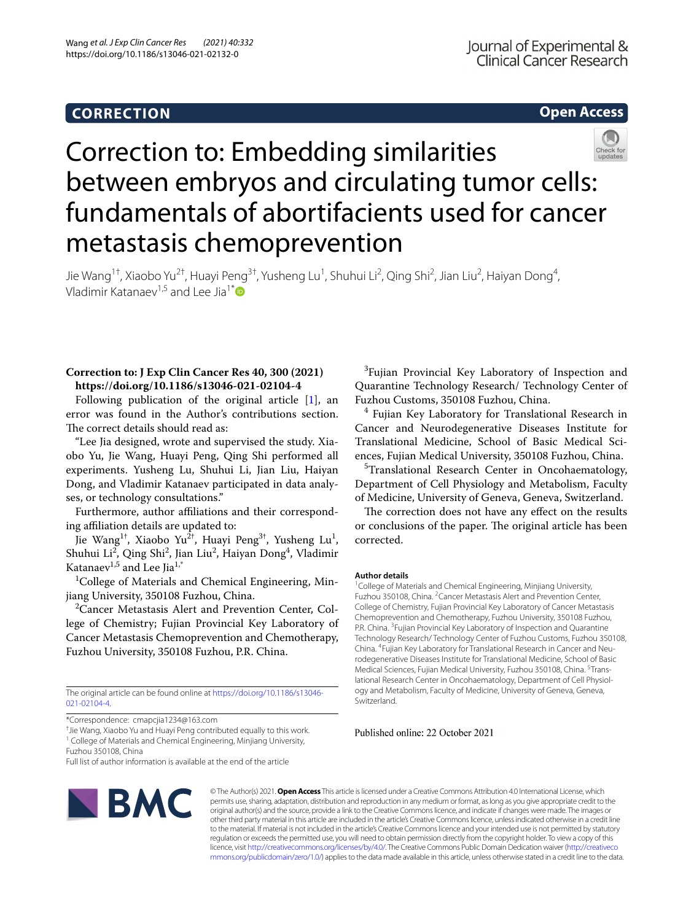CORRECTION

Open Access

# Correction to: Embedding similarities between embryos and circulating tumor cells: fundamentals of abortifacients used for cancer metastasis chemoprevention

Jie Wang[1†], Xiaobo Yu[2†], Huayi Peng[3†], Yusheng Lu[1], Shuhui Li[2], Qing Shi[2], Jian Liu[2], Haiyan Dong[4], Vladimir Katanaev[1,5] and Lee Jia[1*]

**Correction to: J Exp Clin Cancer Res 40, 300 (2021) https://doi.org/10.1186/s13046-021-02104-4**

Following publication of the original article [1], an error was found in the Author's contributions section. The correct details should read as:

"Lee Jia designed, wrote and supervised the study. Xiaobo Yu, Jie Wang, Huayi Peng, Qing Shi performed all experiments. Yusheng Lu, Shuhui Li, Jian Liu, Haiyan Dong, and Vladimir Katanaev participated in data analyses, or technology consultations."

Furthermore, author affiliations and their corresponding affiliation details are updated to:

Jie Wang[1†], Xiaobo Yu[2†], Huayi Peng[3†], Yusheng Lu[1], Shuhui Li[2], Qing Shi[2], Jian Liu[2], Haiyan Dong[4], Vladimir Katanaev[1,5] and Lee Jia[1,*]

[1]College of Materials and Chemical Engineering, Minjiang University, 350108 Fuzhou, China.

[2]Cancer Metastasis Alert and Prevention Center, College of Chemistry; Fujian Provincial Key Laboratory of Cancer Metastasis Chemoprevention and Chemotherapy, Fuzhou University, 350108 Fuzhou, P.R. China.

[3]Fujian Provincial Key Laboratory of Inspection and Quarantine Technology Research/ Technology Center of Fuzhou Customs, 350108 Fuzhou, China.

[4] Fujian Key Laboratory for Translational Research in Cancer and Neurodegenerative Diseases Institute for Translational Medicine, School of Basic Medical Sciences, Fujian Medical University, 350108 Fuzhou, China.

[5]Translational Research Center in Oncohaematology, Department of Cell Physiology and Metabolism, Faculty of Medicine, University of Geneva, Geneva, Switzerland.

The correction does not have any effect on the results or conclusions of the paper. The original article has been corrected.

The original article can be found online at https://doi.org/10.1186/s13046-021-02104-4.

*Correspondence: cmapcjia1234@163.com

†Jie Wang, Xiaobo Yu and Huayi Peng contributed equally to this work.

[1] College of Materials and Chemical Engineering, Minjiang University, Fuzhou 350108, China

Full list of author information is available at the end of the article

## Author details

[1]College of Materials and Chemical Engineering, Minjiang University, Fuzhou 350108, China. [2]Cancer Metastasis Alert and Prevention Center, College of Chemistry, Fujian Provincial Key Laboratory of Cancer Metastasis Chemoprevention and Chemotherapy, Fuzhou University, 350108 Fuzhou, P.R. China. [3]Fujian Provincial Key Laboratory of Inspection and Quarantine Technology Research/ Technology Center of Fuzhou Customs, Fuzhou 350108, China. [4]Fujian Key Laboratory for Translational Research in Cancer and Neurodegenerative Diseases Institute for Translational Medicine, School of Basic Medical Sciences, Fujian Medical University, Fuzhou 350108, China. [5]Translational Research Center in Oncohaematology, Department of Cell Physiology and Metabolism, Faculty of Medicine, University of Geneva, Geneva, Switzerland.

Published online: 22 October 2021

© The Author(s) 2021. **Open Access** This article is licensed under a Creative Commons Attribution 4.0 International License, which permits use, sharing, adaptation, distribution and reproduction in any medium or format, as long as you give appropriate credit to the original author(s) and the source, provide a link to the Creative Commons licence, and indicate if changes were made. The images or other third party material in this article are included in the article's Creative Commons licence, unless indicated otherwise in a credit line to the material. If material is not included in the article's Creative Commons licence and your intended use is not permitted by statutory regulation or exceeds the permitted use, you will need to obtain permission directly from the copyright holder. To view a copy of this licence, visit http://creativecommons.org/licenses/by/4.0/. The Creative Commons Public Domain Dedication waiver (http://creativecommons.org/publicdomain/zero/1.0/) applies to the data made available in this article, unless otherwise stated in a credit line to the data.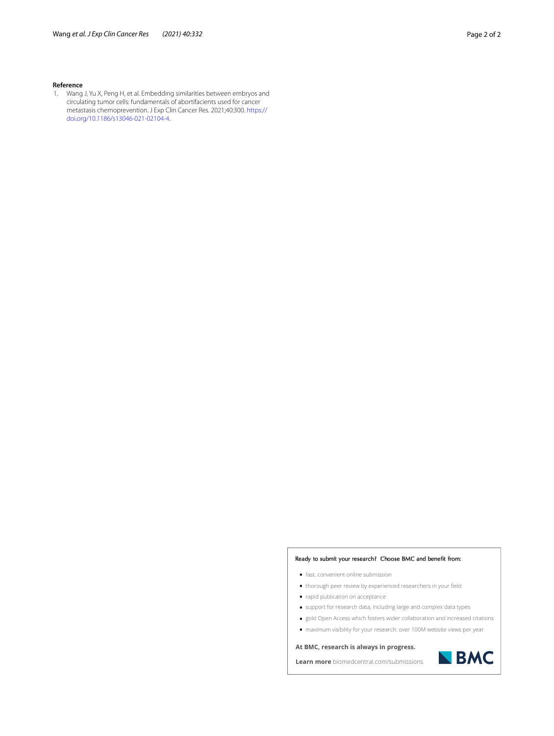**Reference**

1. Wang J, Yu X, Peng H, et al. Embedding similarities between embryos and circulating tumor cells: fundamentals of abortifacients used for cancer metastasis chemoprevention. J Exp Clin Cancer Res. 2021;40:300. https://doi.org/10.1186/s13046-021-02104-4.

Ready to submit your research? Choose BMC and benefit from:

- fast, convenient online submission
- thorough peer review by experienced researchers in your field
- rapid publication on acceptance
- support for research data, including large and complex data types
- gold Open Access which fosters wider collaboration and increased citations
- maximum visibility for your research: over 100M website views per year

**At BMC, research is always in progress.**

**Learn more** biomedcentral.com/submissions

BMC